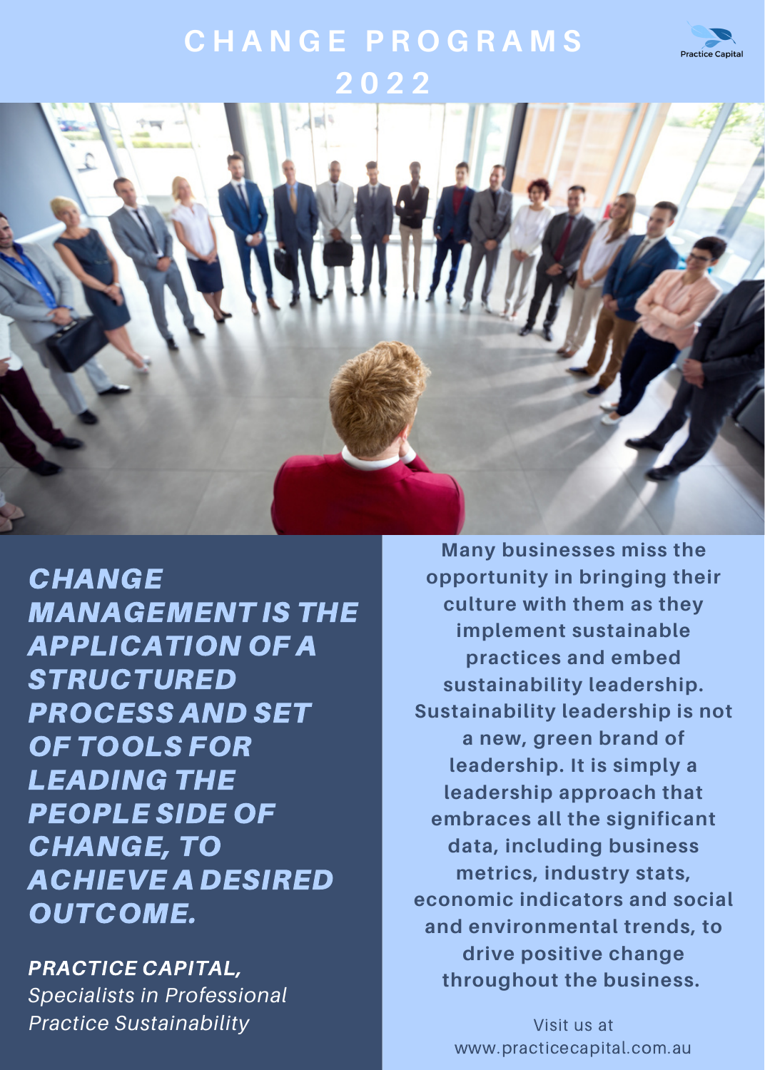# CHANGE PROGRAMS 2022

Practice Capital

***CHANGE MANAGEMENT IS THE APPLICATION OF A STRUCTURED PROCESS AND SET OF TOOLS FOR LEADING THE PEOPLE SIDE OF CHANGE, TO ACHIEVE A DESIRED OUTCOME.***

***PRACTICE CAPITAL,***
*Specialists in Professional Practice Sustainability*

**Many businesses miss the opportunity in bringing their culture with them as they implement sustainable practices and embed sustainability leadership. Sustainability leadership is not a new, green brand of leadership. It is simply a leadership approach that embraces all the significant data, including business metrics, industry stats, economic indicators and social and environmental trends, to drive positive change throughout the business.**

Visit us at www.practicecapital.com.au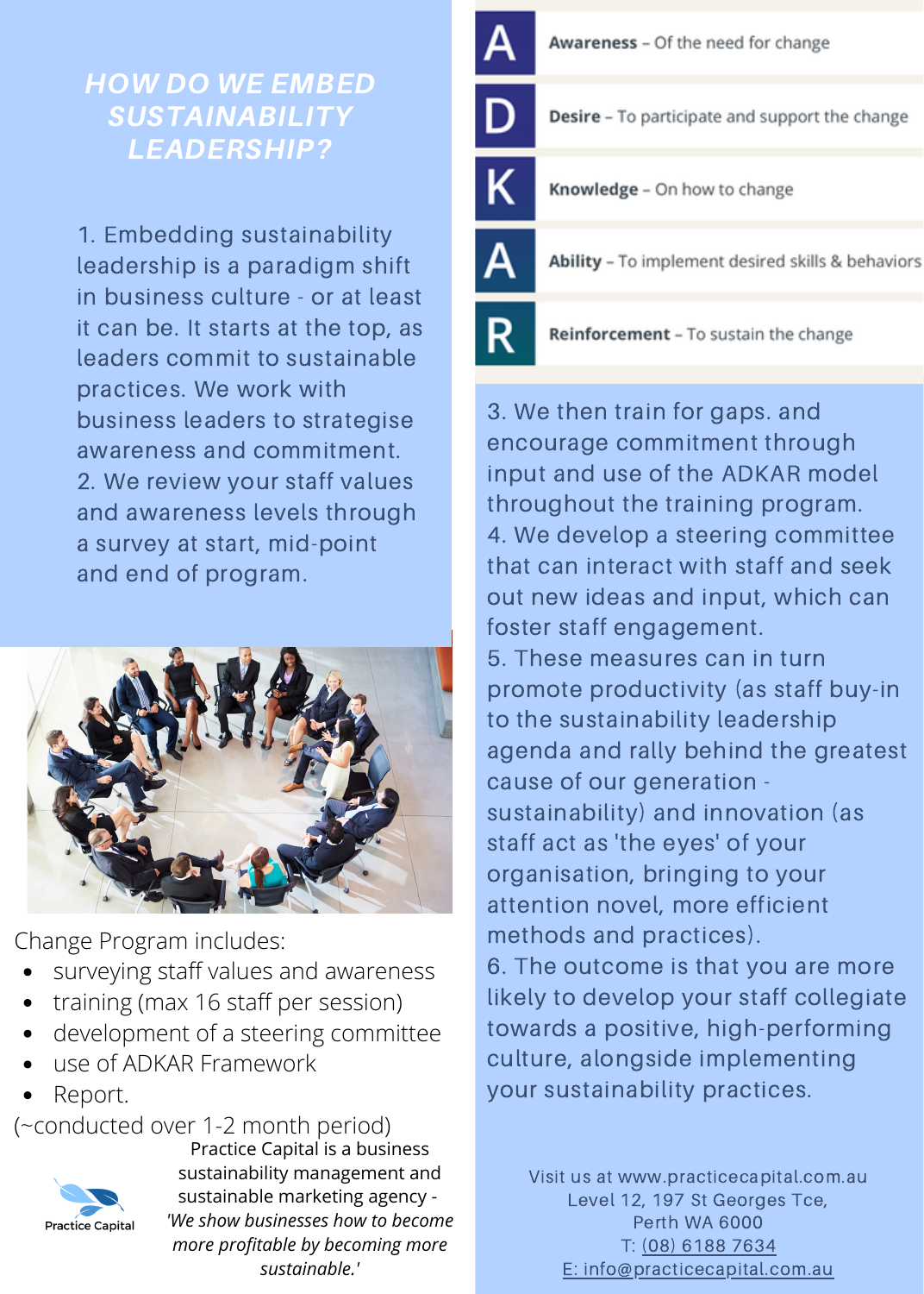## *HOW DO WE EMBED SUSTAINABILITY LEADERSHIP?*

1. Embedding sustainability leadership is a paradigm shift in business culture - or at least it can be. It starts at the top, as leaders commit to sustainable practices. We work with business leaders to strategise awareness and commitment.
2. We review your staff values and awareness levels through a survey at start, mid-point and end of program.

Change Program includes:

- surveying staff values and awareness
- training (max 16 staff per session)
- development of a steering committee
- use of ADKAR Framework
- Report.

(~conducted over 1-2 month period)

Practice Capital

Practice Capital is a business sustainability management and sustainable marketing agency - *'We show businesses how to become more profitable by becoming more sustainable.'*

| | |
|---|---|
| A | **Awareness** – Of the need for change |
| D | **Desire** – To participate and support the change |
| K | **Knowledge** – On how to change |
| A | **Ability** – To implement desired skills & behaviors |
| R | **Reinforcement** – To sustain the change |

3. We then train for gaps. and encourage commitment through input and use of the ADKAR model throughout the training program.
4. We develop a steering committee that can interact with staff and seek out new ideas and input, which can foster staff engagement.
5. These measures can in turn promote productivity (as staff buy-in to the sustainability leadership agenda and rally behind the greatest cause of our generation - sustainability) and innovation (as staff act as 'the eyes' of your organisation, bringing to your attention novel, more efficient methods and practices).
6. The outcome is that you are more likely to develop your staff collegiate towards a positive, high-performing culture, alongside implementing your sustainability practices.

Visit us at www.practicecapital.com.au
Level 12, 197 St Georges Tce,
Perth WA 6000
T: (08) 6188 7634
E: info@practicecapital.com.au